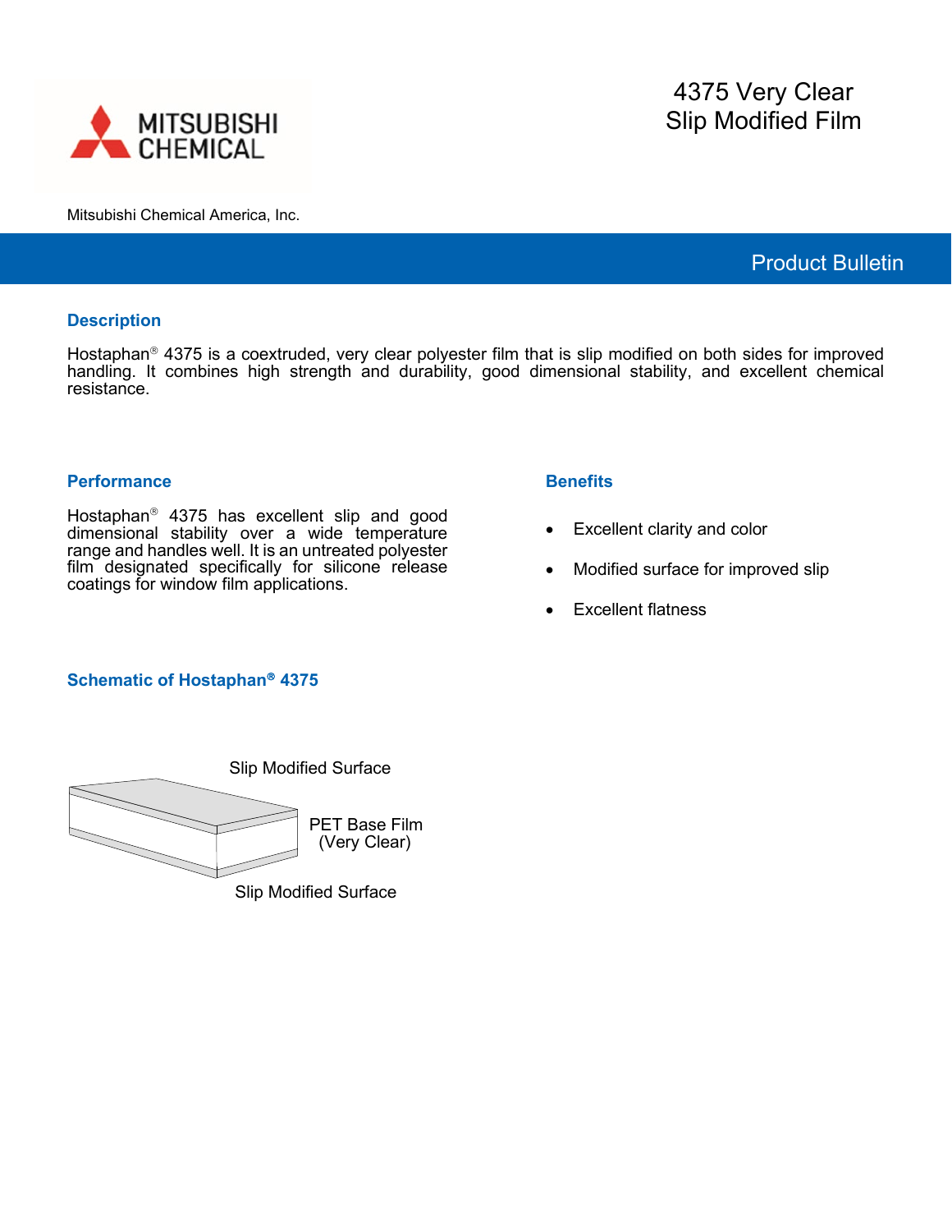# 4375 Very Clear Slip Modified Film

Mitsubishi Chemical America, Inc.

Product Bulletin

## Description

Hostaphan® 4375 is a coextruded, very clear polyester film that is slip modified on both sides for improved handling. It combines high strength and durability, good dimensional stability, and excellent chemical resistance.

## Performance

Hostaphan® 4375 has excellent slip and good dimensional stability over a wide temperature range and handles well. It is an untreated polyester film designated specifically for silicone release coatings for window film applications.

## Benefits

- Excellent clarity and color
- Modified surface for improved slip
- Excellent flatness

## Schematic of Hostaphan® 4375

Slip Modified Surface

PET Base Film (Very Clear)

Slip Modified Surface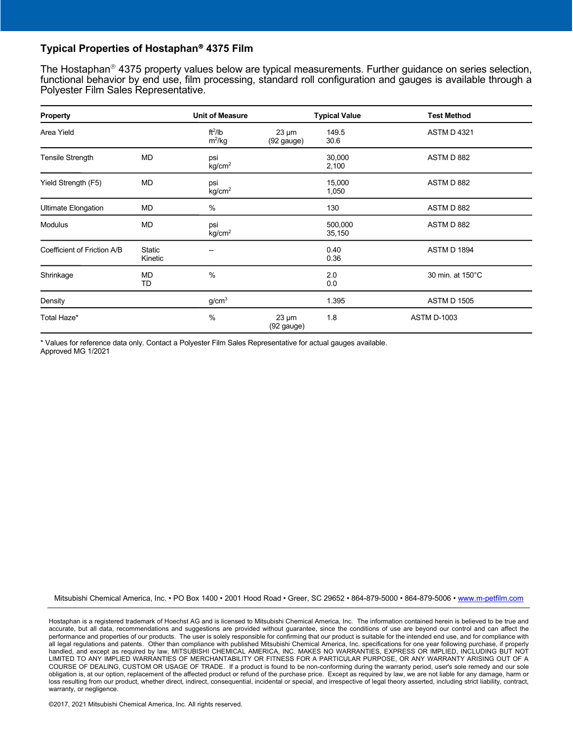## Typical Properties of Hostaphan® 4375 Film

The Hostaphan® 4375 property values below are typical measurements. Further guidance on series selection, functional behavior by end use, film processing, standard roll configuration and gauges is available through a Polyester Film Sales Representative.

| Property | | Unit of Measure | | Typical Value | Test Method |
|---|---|---|---|---|---|
| Area Yield | | $ft^2$/lb<br>$m^2$/kg | 23 µm<br>(92 gauge) | 149.5<br>30.6 | ASTM D 4321 |
| Tensile Strength | MD | psi<br>kg/$cm^2$ | | 30,000<br>2,100 | ASTM D 882 |
| Yield Strength (F5) | MD | psi<br>kg/$cm^2$ | | 15,000<br>1,050 | ASTM D 882 |
| Ultimate Elongation | MD | % | | 130 | ASTM D 882 |
| Modulus | MD | psi<br>kg/$cm^2$ | | 500,000<br>35,150 | ASTM D 882 |
| Coefficient of Friction A/B | Static<br>Kinetic | -- | | 0.40<br>0.36 | ASTM D 1894 |
| Shrinkage | MD<br>TD | % | | 2.0<br>0.0 | 30 min. at 150°C |
| Density | | g/$cm^3$ | | 1.395 | ASTM D 1505 |
| Total Haze* | | % | 23 µm<br>(92 gauge) | 1.8 | ASTM D-1003 |

\* Values for reference data only. Contact a Polyester Film Sales Representative for actual gauges available.
Approved MG 1/2021

Mitsubishi Chemical America, Inc. • PO Box 1400 • 2001 Hood Road • Greer, SC 29652 • 864-879-5000 • 864-879-5006 • www.m-petfilm.com

Hostaphan is a registered trademark of Hoechst AG and is licensed to Mitsubishi Chemical America, Inc. The information contained herein is believed to be true and accurate, but all data, recommendations and suggestions are provided without guarantee, since the conditions of use are beyond our control and can affect the performance and properties of our products. The user is solely responsible for confirming that our product is suitable for the intended end use, and for compliance with all legal regulations and patents. Other than compliance with published Mitsubishi Chemical America, Inc. specifications for one year following purchase, if properly handled, and except as required by law, MITSUBISHI CHEMICAL AMERICA, INC. MAKES NO WARRANTIES, EXPRESS OR IMPLIED, INCLUDING BUT NOT LIMITED TO ANY IMPLIED WARRANTIES OF MERCHANTABILITY OR FITNESS FOR A PARTICULAR PURPOSE, OR ANY WARRANTY ARISING OUT OF A COURSE OF DEALING, CUSTOM OR USAGE OF TRADE. If a product is found to be non-conforming during the warranty period, user's sole remedy and our sole obligation is, at our option, replacement of the affected product or refund of the purchase price. Except as required by law, we are not liable for any damage, harm or loss resulting from our product, whether direct, indirect, consequential, incidental or special, and irrespective of legal theory asserted, including strict liability, contract, warranty, or negligence.

©2017, 2021 Mitsubishi Chemical America, Inc. All rights reserved.